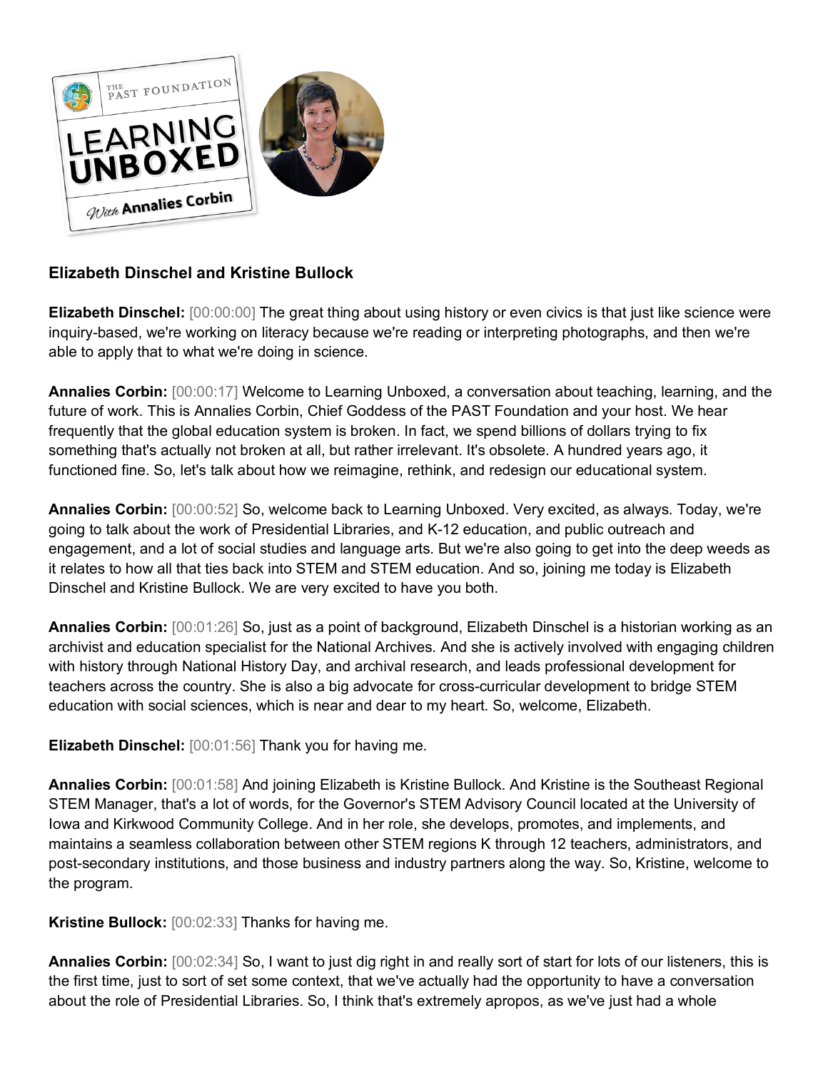**Elizabeth Dinschel and Kristine Bullock**

**Elizabeth Dinschel:** [00:00:00] The great thing about using history or even civics is that just like science were inquiry-based, we're working on literacy because we're reading or interpreting photographs, and then we're able to apply that to what we're doing in science.

**Annalies Corbin:** [00:00:17] Welcome to Learning Unboxed, a conversation about teaching, learning, and the future of work. This is Annalies Corbin, Chief Goddess of the PAST Foundation and your host. We hear frequently that the global education system is broken. In fact, we spend billions of dollars trying to fix something that's actually not broken at all, but rather irrelevant. It's obsolete. A hundred years ago, it functioned fine. So, let's talk about how we reimagine, rethink, and redesign our educational system.

**Annalies Corbin:** [00:00:52] So, welcome back to Learning Unboxed. Very excited, as always. Today, we're going to talk about the work of Presidential Libraries, and K-12 education, and public outreach and engagement, and a lot of social studies and language arts. But we're also going to get into the deep weeds as it relates to how all that ties back into STEM and STEM education. And so, joining me today is Elizabeth Dinschel and Kristine Bullock. We are very excited to have you both.

**Annalies Corbin:** [00:01:26] So, just as a point of background, Elizabeth Dinschel is a historian working as an archivist and education specialist for the National Archives. And she is actively involved with engaging children with history through National History Day, and archival research, and leads professional development for teachers across the country. She is also a big advocate for cross-curricular development to bridge STEM education with social sciences, which is near and dear to my heart. So, welcome, Elizabeth.

**Elizabeth Dinschel:** [00:01:56] Thank you for having me.

**Annalies Corbin:** [00:01:58] And joining Elizabeth is Kristine Bullock. And Kristine is the Southeast Regional STEM Manager, that's a lot of words, for the Governor's STEM Advisory Council located at the University of Iowa and Kirkwood Community College. And in her role, she develops, promotes, and implements, and maintains a seamless collaboration between other STEM regions K through 12 teachers, administrators, and post-secondary institutions, and those business and industry partners along the way. So, Kristine, welcome to the program.

**Kristine Bullock:** [00:02:33] Thanks for having me.

**Annalies Corbin:** [00:02:34] So, I want to just dig right in and really sort of start for lots of our listeners, this is the first time, just to sort of set some context, that we've actually had the opportunity to have a conversation about the role of Presidential Libraries. So, I think that's extremely apropos, as we've just had a whole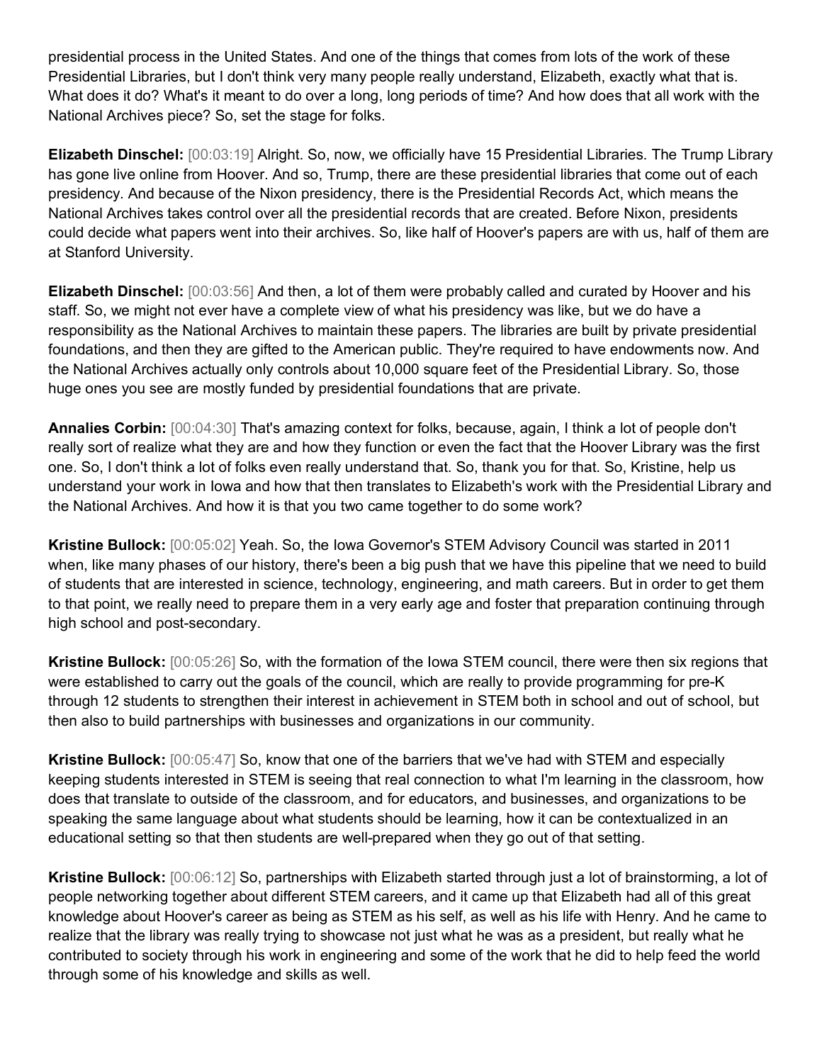presidential process in the United States. And one of the things that comes from lots of the work of these Presidential Libraries, but I don't think very many people really understand, Elizabeth, exactly what that is. What does it do? What's it meant to do over a long, long periods of time? And how does that all work with the National Archives piece? So, set the stage for folks.

**Elizabeth Dinschel:** [00:03:19] Alright. So, now, we officially have 15 Presidential Libraries. The Trump Library has gone live online from Hoover. And so, Trump, there are these presidential libraries that come out of each presidency. And because of the Nixon presidency, there is the Presidential Records Act, which means the National Archives takes control over all the presidential records that are created. Before Nixon, presidents could decide what papers went into their archives. So, like half of Hoover's papers are with us, half of them are at Stanford University.

**Elizabeth Dinschel:** [00:03:56] And then, a lot of them were probably called and curated by Hoover and his staff. So, we might not ever have a complete view of what his presidency was like, but we do have a responsibility as the National Archives to maintain these papers. The libraries are built by private presidential foundations, and then they are gifted to the American public. They're required to have endowments now. And the National Archives actually only controls about 10,000 square feet of the Presidential Library. So, those huge ones you see are mostly funded by presidential foundations that are private.

**Annalies Corbin:** [00:04:30] That's amazing context for folks, because, again, I think a lot of people don't really sort of realize what they are and how they function or even the fact that the Hoover Library was the first one. So, I don't think a lot of folks even really understand that. So, thank you for that. So, Kristine, help us understand your work in Iowa and how that then translates to Elizabeth's work with the Presidential Library and the National Archives. And how it is that you two came together to do some work?

**Kristine Bullock:** [00:05:02] Yeah. So, the Iowa Governor's STEM Advisory Council was started in 2011 when, like many phases of our history, there's been a big push that we have this pipeline that we need to build of students that are interested in science, technology, engineering, and math careers. But in order to get them to that point, we really need to prepare them in a very early age and foster that preparation continuing through high school and post-secondary.

**Kristine Bullock:** [00:05:26] So, with the formation of the Iowa STEM council, there were then six regions that were established to carry out the goals of the council, which are really to provide programming for pre-K through 12 students to strengthen their interest in achievement in STEM both in school and out of school, but then also to build partnerships with businesses and organizations in our community.

**Kristine Bullock:** [00:05:47] So, know that one of the barriers that we've had with STEM and especially keeping students interested in STEM is seeing that real connection to what I'm learning in the classroom, how does that translate to outside of the classroom, and for educators, and businesses, and organizations to be speaking the same language about what students should be learning, how it can be contextualized in an educational setting so that then students are well-prepared when they go out of that setting.

**Kristine Bullock:** [00:06:12] So, partnerships with Elizabeth started through just a lot of brainstorming, a lot of people networking together about different STEM careers, and it came up that Elizabeth had all of this great knowledge about Hoover's career as being as STEM as his self, as well as his life with Henry. And he came to realize that the library was really trying to showcase not just what he was as a president, but really what he contributed to society through his work in engineering and some of the work that he did to help feed the world through some of his knowledge and skills as well.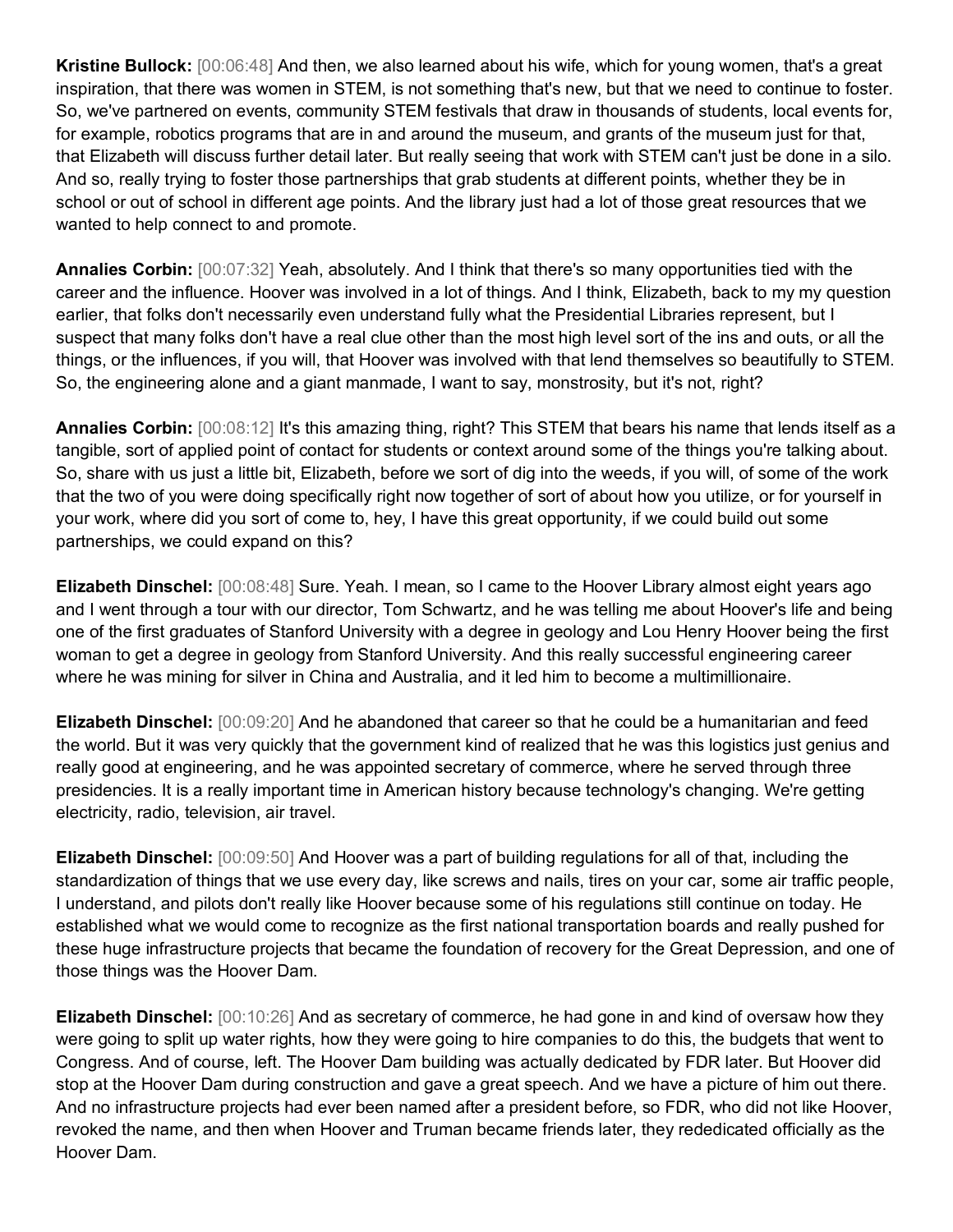**Kristine Bullock:** [00:06:48] And then, we also learned about his wife, which for young women, that's a great inspiration, that there was women in STEM, is not something that's new, but that we need to continue to foster. So, we've partnered on events, community STEM festivals that draw in thousands of students, local events for, for example, robotics programs that are in and around the museum, and grants of the museum just for that, that Elizabeth will discuss further detail later. But really seeing that work with STEM can't just be done in a silo. And so, really trying to foster those partnerships that grab students at different points, whether they be in school or out of school in different age points. And the library just had a lot of those great resources that we wanted to help connect to and promote.

**Annalies Corbin:** [00:07:32] Yeah, absolutely. And I think that there's so many opportunities tied with the career and the influence. Hoover was involved in a lot of things. And I think, Elizabeth, back to my my question earlier, that folks don't necessarily even understand fully what the Presidential Libraries represent, but I suspect that many folks don't have a real clue other than the most high level sort of the ins and outs, or all the things, or the influences, if you will, that Hoover was involved with that lend themselves so beautifully to STEM. So, the engineering alone and a giant manmade, I want to say, monstrosity, but it's not, right?

**Annalies Corbin:** [00:08:12] It's this amazing thing, right? This STEM that bears his name that lends itself as a tangible, sort of applied point of contact for students or context around some of the things you're talking about. So, share with us just a little bit, Elizabeth, before we sort of dig into the weeds, if you will, of some of the work that the two of you were doing specifically right now together of sort of about how you utilize, or for yourself in your work, where did you sort of come to, hey, I have this great opportunity, if we could build out some partnerships, we could expand on this?

**Elizabeth Dinschel:** [00:08:48] Sure. Yeah. I mean, so I came to the Hoover Library almost eight years ago and I went through a tour with our director, Tom Schwartz, and he was telling me about Hoover's life and being one of the first graduates of Stanford University with a degree in geology and Lou Henry Hoover being the first woman to get a degree in geology from Stanford University. And this really successful engineering career where he was mining for silver in China and Australia, and it led him to become a multimillionaire.

**Elizabeth Dinschel:** [00:09:20] And he abandoned that career so that he could be a humanitarian and feed the world. But it was very quickly that the government kind of realized that he was this logistics just genius and really good at engineering, and he was appointed secretary of commerce, where he served through three presidencies. It is a really important time in American history because technology's changing. We're getting electricity, radio, television, air travel.

**Elizabeth Dinschel:** [00:09:50] And Hoover was a part of building regulations for all of that, including the standardization of things that we use every day, like screws and nails, tires on your car, some air traffic people, I understand, and pilots don't really like Hoover because some of his regulations still continue on today. He established what we would come to recognize as the first national transportation boards and really pushed for these huge infrastructure projects that became the foundation of recovery for the Great Depression, and one of those things was the Hoover Dam.

**Elizabeth Dinschel:** [00:10:26] And as secretary of commerce, he had gone in and kind of oversaw how they were going to split up water rights, how they were going to hire companies to do this, the budgets that went to Congress. And of course, left. The Hoover Dam building was actually dedicated by FDR later. But Hoover did stop at the Hoover Dam during construction and gave a great speech. And we have a picture of him out there. And no infrastructure projects had ever been named after a president before, so FDR, who did not like Hoover, revoked the name, and then when Hoover and Truman became friends later, they rededicated officially as the Hoover Dam.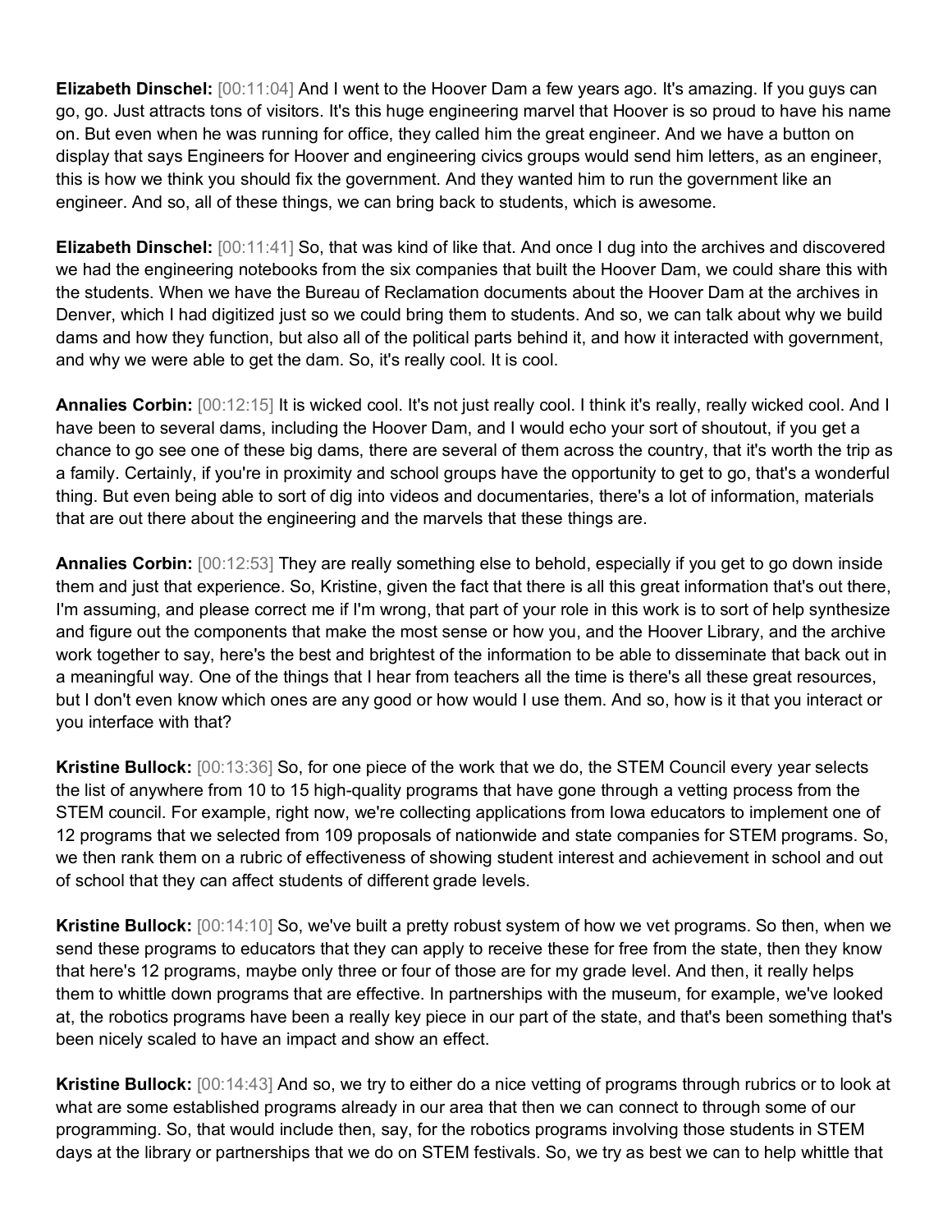**Elizabeth Dinschel:** [00:11:04] And I went to the Hoover Dam a few years ago. It's amazing. If you guys can go, go. Just attracts tons of visitors. It's this huge engineering marvel that Hoover is so proud to have his name on. But even when he was running for office, they called him the great engineer. And we have a button on display that says Engineers for Hoover and engineering civics groups would send him letters, as an engineer, this is how we think you should fix the government. And they wanted him to run the government like an engineer. And so, all of these things, we can bring back to students, which is awesome.

**Elizabeth Dinschel:** [00:11:41] So, that was kind of like that. And once I dug into the archives and discovered we had the engineering notebooks from the six companies that built the Hoover Dam, we could share this with the students. When we have the Bureau of Reclamation documents about the Hoover Dam at the archives in Denver, which I had digitized just so we could bring them to students. And so, we can talk about why we build dams and how they function, but also all of the political parts behind it, and how it interacted with government, and why we were able to get the dam. So, it's really cool. It is cool.

**Annalies Corbin:** [00:12:15] It is wicked cool. It's not just really cool. I think it's really, really wicked cool. And I have been to several dams, including the Hoover Dam, and I would echo your sort of shoutout, if you get a chance to go see one of these big dams, there are several of them across the country, that it's worth the trip as a family. Certainly, if you're in proximity and school groups have the opportunity to get to go, that's a wonderful thing. But even being able to sort of dig into videos and documentaries, there's a lot of information, materials that are out there about the engineering and the marvels that these things are.

**Annalies Corbin:** [00:12:53] They are really something else to behold, especially if you get to go down inside them and just that experience. So, Kristine, given the fact that there is all this great information that's out there, I'm assuming, and please correct me if I'm wrong, that part of your role in this work is to sort of help synthesize and figure out the components that make the most sense or how you, and the Hoover Library, and the archive work together to say, here's the best and brightest of the information to be able to disseminate that back out in a meaningful way. One of the things that I hear from teachers all the time is there's all these great resources, but I don't even know which ones are any good or how would I use them. And so, how is it that you interact or you interface with that?

**Kristine Bullock:** [00:13:36] So, for one piece of the work that we do, the STEM Council every year selects the list of anywhere from 10 to 15 high-quality programs that have gone through a vetting process from the STEM council. For example, right now, we're collecting applications from Iowa educators to implement one of 12 programs that we selected from 109 proposals of nationwide and state companies for STEM programs. So, we then rank them on a rubric of effectiveness of showing student interest and achievement in school and out of school that they can affect students of different grade levels.

**Kristine Bullock:** [00:14:10] So, we've built a pretty robust system of how we vet programs. So then, when we send these programs to educators that they can apply to receive these for free from the state, then they know that here's 12 programs, maybe only three or four of those are for my grade level. And then, it really helps them to whittle down programs that are effective. In partnerships with the museum, for example, we've looked at, the robotics programs have been a really key piece in our part of the state, and that's been something that's been nicely scaled to have an impact and show an effect.

**Kristine Bullock:** [00:14:43] And so, we try to either do a nice vetting of programs through rubrics or to look at what are some established programs already in our area that then we can connect to through some of our programming. So, that would include then, say, for the robotics programs involving those students in STEM days at the library or partnerships that we do on STEM festivals. So, we try as best we can to help whittle that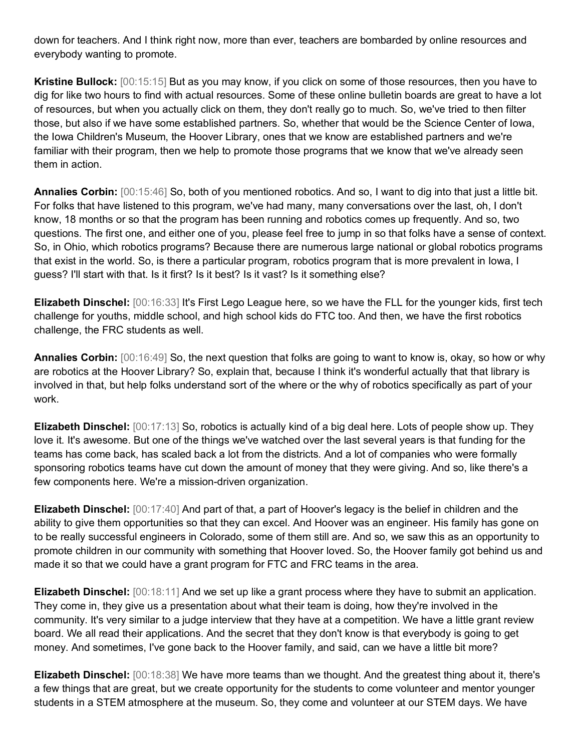down for teachers. And I think right now, more than ever, teachers are bombarded by online resources and everybody wanting to promote.

**Kristine Bullock:** [00:15:15] But as you may know, if you click on some of those resources, then you have to dig for like two hours to find with actual resources. Some of these online bulletin boards are great to have a lot of resources, but when you actually click on them, they don't really go to much. So, we've tried to then filter those, but also if we have some established partners. So, whether that would be the Science Center of Iowa, the Iowa Children's Museum, the Hoover Library, ones that we know are established partners and we're familiar with their program, then we help to promote those programs that we know that we've already seen them in action.

**Annalies Corbin:** [00:15:46] So, both of you mentioned robotics. And so, I want to dig into that just a little bit. For folks that have listened to this program, we've had many, many conversations over the last, oh, I don't know, 18 months or so that the program has been running and robotics comes up frequently. And so, two questions. The first one, and either one of you, please feel free to jump in so that folks have a sense of context. So, in Ohio, which robotics programs? Because there are numerous large national or global robotics programs that exist in the world. So, is there a particular program, robotics program that is more prevalent in Iowa, I guess? I'll start with that. Is it first? Is it best? Is it vast? Is it something else?

**Elizabeth Dinschel:** [00:16:33] It's First Lego League here, so we have the FLL for the younger kids, first tech challenge for youths, middle school, and high school kids do FTC too. And then, we have the first robotics challenge, the FRC students as well.

**Annalies Corbin:** [00:16:49] So, the next question that folks are going to want to know is, okay, so how or why are robotics at the Hoover Library? So, explain that, because I think it's wonderful actually that that library is involved in that, but help folks understand sort of the where or the why of robotics specifically as part of your work.

**Elizabeth Dinschel:** [00:17:13] So, robotics is actually kind of a big deal here. Lots of people show up. They love it. It's awesome. But one of the things we've watched over the last several years is that funding for the teams has come back, has scaled back a lot from the districts. And a lot of companies who were formally sponsoring robotics teams have cut down the amount of money that they were giving. And so, like there's a few components here. We're a mission-driven organization.

**Elizabeth Dinschel:** [00:17:40] And part of that, a part of Hoover's legacy is the belief in children and the ability to give them opportunities so that they can excel. And Hoover was an engineer. His family has gone on to be really successful engineers in Colorado, some of them still are. And so, we saw this as an opportunity to promote children in our community with something that Hoover loved. So, the Hoover family got behind us and made it so that we could have a grant program for FTC and FRC teams in the area.

**Elizabeth Dinschel:** [00:18:11] And we set up like a grant process where they have to submit an application. They come in, they give us a presentation about what their team is doing, how they're involved in the community. It's very similar to a judge interview that they have at a competition. We have a little grant review board. We all read their applications. And the secret that they don't know is that everybody is going to get money. And sometimes, I've gone back to the Hoover family, and said, can we have a little bit more?

**Elizabeth Dinschel:** [00:18:38] We have more teams than we thought. And the greatest thing about it, there's a few things that are great, but we create opportunity for the students to come volunteer and mentor younger students in a STEM atmosphere at the museum. So, they come and volunteer at our STEM days. We have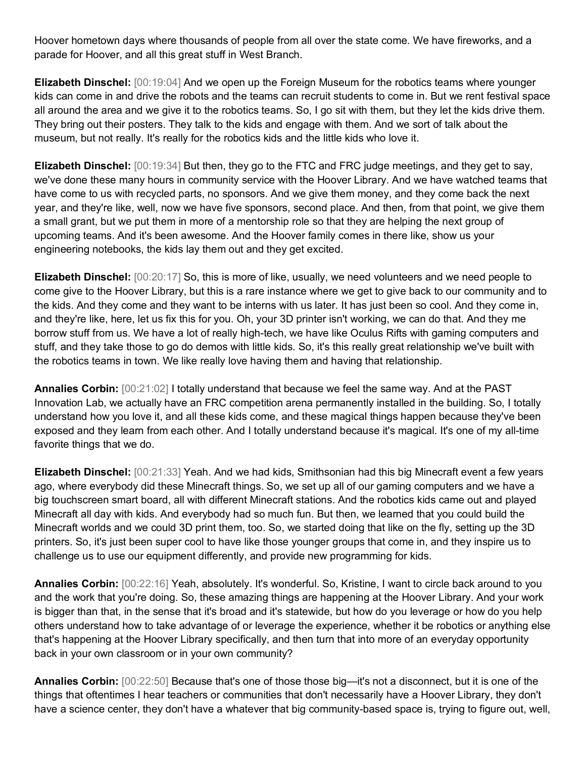Hoover hometown days where thousands of people from all over the state come. We have fireworks, and a parade for Hoover, and all this great stuff in West Branch.

**Elizabeth Dinschel:** [00:19:04] And we open up the Foreign Museum for the robotics teams where younger kids can come in and drive the robots and the teams can recruit students to come in. But we rent festival space all around the area and we give it to the robotics teams. So, I go sit with them, but they let the kids drive them. They bring out their posters. They talk to the kids and engage with them. And we sort of talk about the museum, but not really. It's really for the robotics kids and the little kids who love it.

**Elizabeth Dinschel:** [00:19:34] But then, they go to the FTC and FRC judge meetings, and they get to say, we've done these many hours in community service with the Hoover Library. And we have watched teams that have come to us with recycled parts, no sponsors. And we give them money, and they come back the next year, and they're like, well, now we have five sponsors, second place. And then, from that point, we give them a small grant, but we put them in more of a mentorship role so that they are helping the next group of upcoming teams. And it's been awesome. And the Hoover family comes in there like, show us your engineering notebooks, the kids lay them out and they get excited.

**Elizabeth Dinschel:** [00:20:17] So, this is more of like, usually, we need volunteers and we need people to come give to the Hoover Library, but this is a rare instance where we get to give back to our community and to the kids. And they come and they want to be interns with us later. It has just been so cool. And they come in, and they're like, here, let us fix this for you. Oh, your 3D printer isn't working, we can do that. And they me borrow stuff from us. We have a lot of really high-tech, we have like Oculus Rifts with gaming computers and stuff, and they take those to go do demos with little kids. So, it's this really great relationship we've built with the robotics teams in town. We like really love having them and having that relationship.

**Annalies Corbin:** [00:21:02] I totally understand that because we feel the same way. And at the PAST Innovation Lab, we actually have an FRC competition arena permanently installed in the building. So, I totally understand how you love it, and all these kids come, and these magical things happen because they've been exposed and they learn from each other. And I totally understand because it's magical. It's one of my all-time favorite things that we do.

**Elizabeth Dinschel:** [00:21:33] Yeah. And we had kids, Smithsonian had this big Minecraft event a few years ago, where everybody did these Minecraft things. So, we set up all of our gaming computers and we have a big touchscreen smart board, all with different Minecraft stations. And the robotics kids came out and played Minecraft all day with kids. And everybody had so much fun. But then, we learned that you could build the Minecraft worlds and we could 3D print them, too. So, we started doing that like on the fly, setting up the 3D printers. So, it's just been super cool to have like those younger groups that come in, and they inspire us to challenge us to use our equipment differently, and provide new programming for kids.

**Annalies Corbin:** [00:22:16] Yeah, absolutely. It's wonderful. So, Kristine, I want to circle back around to you and the work that you're doing. So, these amazing things are happening at the Hoover Library. And your work is bigger than that, in the sense that it's broad and it's statewide, but how do you leverage or how do you help others understand how to take advantage of or leverage the experience, whether it be robotics or anything else that's happening at the Hoover Library specifically, and then turn that into more of an everyday opportunity back in your own classroom or in your own community?

**Annalies Corbin:** [00:22:50] Because that's one of those those big—it's not a disconnect, but it is one of the things that oftentimes I hear teachers or communities that don't necessarily have a Hoover Library, they don't have a science center, they don't have a whatever that big community-based space is, trying to figure out, well,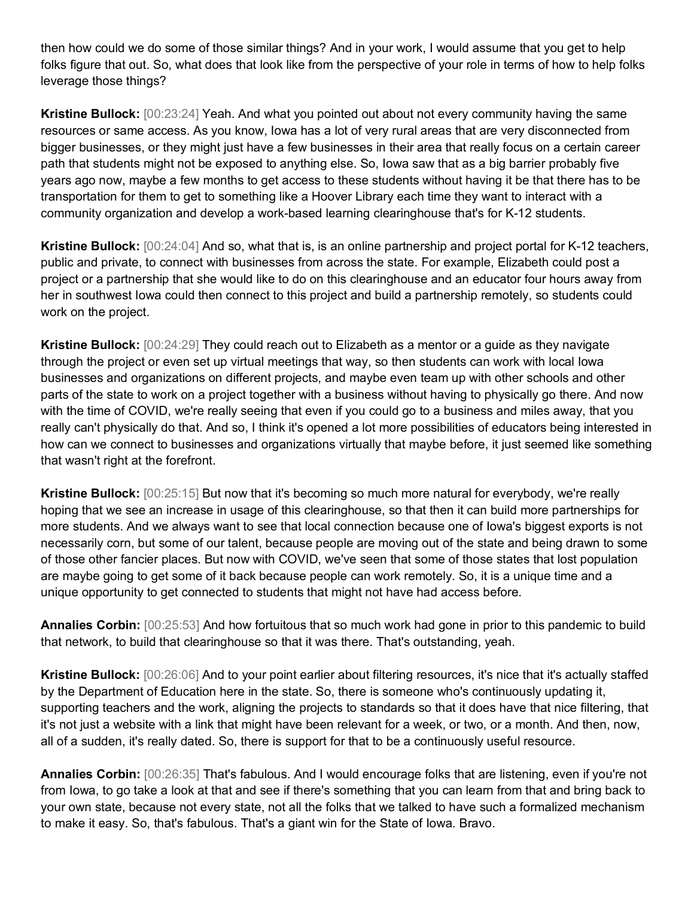then how could we do some of those similar things? And in your work, I would assume that you get to help folks figure that out. So, what does that look like from the perspective of your role in terms of how to help folks leverage those things?

**Kristine Bullock:** [00:23:24] Yeah. And what you pointed out about not every community having the same resources or same access. As you know, Iowa has a lot of very rural areas that are very disconnected from bigger businesses, or they might just have a few businesses in their area that really focus on a certain career path that students might not be exposed to anything else. So, Iowa saw that as a big barrier probably five years ago now, maybe a few months to get access to these students without having it be that there has to be transportation for them to get to something like a Hoover Library each time they want to interact with a community organization and develop a work-based learning clearinghouse that's for K-12 students.

**Kristine Bullock:** [00:24:04] And so, what that is, is an online partnership and project portal for K-12 teachers, public and private, to connect with businesses from across the state. For example, Elizabeth could post a project or a partnership that she would like to do on this clearinghouse and an educator four hours away from her in southwest Iowa could then connect to this project and build a partnership remotely, so students could work on the project.

**Kristine Bullock:** [00:24:29] They could reach out to Elizabeth as a mentor or a guide as they navigate through the project or even set up virtual meetings that way, so then students can work with local Iowa businesses and organizations on different projects, and maybe even team up with other schools and other parts of the state to work on a project together with a business without having to physically go there. And now with the time of COVID, we're really seeing that even if you could go to a business and miles away, that you really can't physically do that. And so, I think it's opened a lot more possibilities of educators being interested in how can we connect to businesses and organizations virtually that maybe before, it just seemed like something that wasn't right at the forefront.

**Kristine Bullock:** [00:25:15] But now that it's becoming so much more natural for everybody, we're really hoping that we see an increase in usage of this clearinghouse, so that then it can build more partnerships for more students. And we always want to see that local connection because one of Iowa's biggest exports is not necessarily corn, but some of our talent, because people are moving out of the state and being drawn to some of those other fancier places. But now with COVID, we've seen that some of those states that lost population are maybe going to get some of it back because people can work remotely. So, it is a unique time and a unique opportunity to get connected to students that might not have had access before.

**Annalies Corbin:** [00:25:53] And how fortuitous that so much work had gone in prior to this pandemic to build that network, to build that clearinghouse so that it was there. That's outstanding, yeah.

**Kristine Bullock:** [00:26:06] And to your point earlier about filtering resources, it's nice that it's actually staffed by the Department of Education here in the state. So, there is someone who's continuously updating it, supporting teachers and the work, aligning the projects to standards so that it does have that nice filtering, that it's not just a website with a link that might have been relevant for a week, or two, or a month. And then, now, all of a sudden, it's really dated. So, there is support for that to be a continuously useful resource.

**Annalies Corbin:** [00:26:35] That's fabulous. And I would encourage folks that are listening, even if you're not from Iowa, to go take a look at that and see if there's something that you can learn from that and bring back to your own state, because not every state, not all the folks that we talked to have such a formalized mechanism to make it easy. So, that's fabulous. That's a giant win for the State of Iowa. Bravo.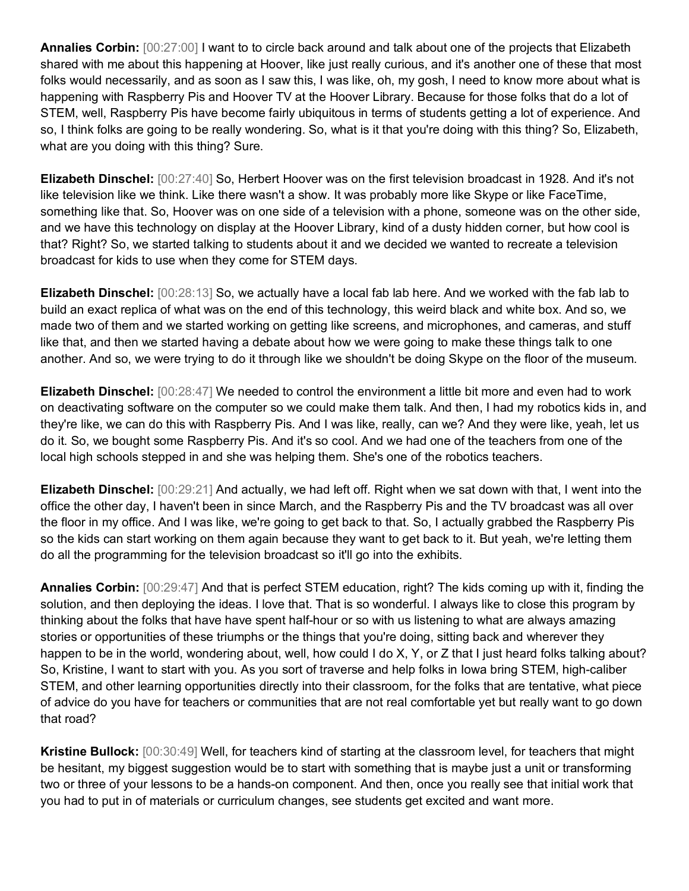**Annalies Corbin:** [00:27:00] I want to to circle back around and talk about one of the projects that Elizabeth shared with me about this happening at Hoover, like just really curious, and it's another one of these that most folks would necessarily, and as soon as I saw this, I was like, oh, my gosh, I need to know more about what is happening with Raspberry Pis and Hoover TV at the Hoover Library. Because for those folks that do a lot of STEM, well, Raspberry Pis have become fairly ubiquitous in terms of students getting a lot of experience. And so, I think folks are going to be really wondering. So, what is it that you're doing with this thing? So, Elizabeth, what are you doing with this thing? Sure.

**Elizabeth Dinschel:** [00:27:40] So, Herbert Hoover was on the first television broadcast in 1928. And it's not like television like we think. Like there wasn't a show. It was probably more like Skype or like FaceTime, something like that. So, Hoover was on one side of a television with a phone, someone was on the other side, and we have this technology on display at the Hoover Library, kind of a dusty hidden corner, but how cool is that? Right? So, we started talking to students about it and we decided we wanted to recreate a television broadcast for kids to use when they come for STEM days.

**Elizabeth Dinschel:** [00:28:13] So, we actually have a local fab lab here. And we worked with the fab lab to build an exact replica of what was on the end of this technology, this weird black and white box. And so, we made two of them and we started working on getting like screens, and microphones, and cameras, and stuff like that, and then we started having a debate about how we were going to make these things talk to one another. And so, we were trying to do it through like we shouldn't be doing Skype on the floor of the museum.

**Elizabeth Dinschel:** [00:28:47] We needed to control the environment a little bit more and even had to work on deactivating software on the computer so we could make them talk. And then, I had my robotics kids in, and they're like, we can do this with Raspberry Pis. And I was like, really, can we? And they were like, yeah, let us do it. So, we bought some Raspberry Pis. And it's so cool. And we had one of the teachers from one of the local high schools stepped in and she was helping them. She's one of the robotics teachers.

**Elizabeth Dinschel:** [00:29:21] And actually, we had left off. Right when we sat down with that, I went into the office the other day, I haven't been in since March, and the Raspberry Pis and the TV broadcast was all over the floor in my office. And I was like, we're going to get back to that. So, I actually grabbed the Raspberry Pis so the kids can start working on them again because they want to get back to it. But yeah, we're letting them do all the programming for the television broadcast so it'll go into the exhibits.

**Annalies Corbin:** [00:29:47] And that is perfect STEM education, right? The kids coming up with it, finding the solution, and then deploying the ideas. I love that. That is so wonderful. I always like to close this program by thinking about the folks that have have spent half-hour or so with us listening to what are always amazing stories or opportunities of these triumphs or the things that you're doing, sitting back and wherever they happen to be in the world, wondering about, well, how could I do X, Y, or Z that I just heard folks talking about? So, Kristine, I want to start with you. As you sort of traverse and help folks in Iowa bring STEM, high-caliber STEM, and other learning opportunities directly into their classroom, for the folks that are tentative, what piece of advice do you have for teachers or communities that are not real comfortable yet but really want to go down that road?

**Kristine Bullock:** [00:30:49] Well, for teachers kind of starting at the classroom level, for teachers that might be hesitant, my biggest suggestion would be to start with something that is maybe just a unit or transforming two or three of your lessons to be a hands-on component. And then, once you really see that initial work that you had to put in of materials or curriculum changes, see students get excited and want more.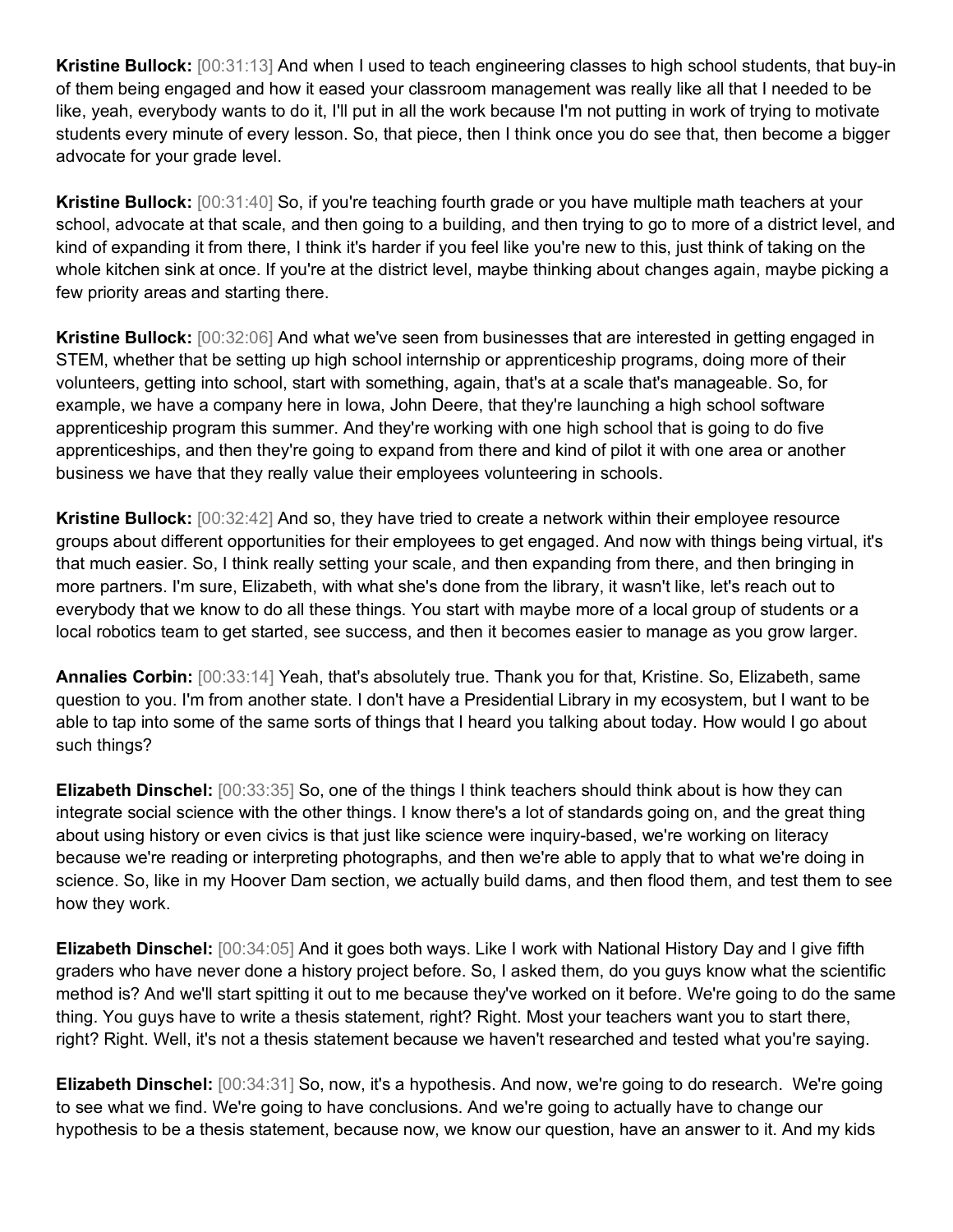**Kristine Bullock:** [00:31:13] And when I used to teach engineering classes to high school students, that buy-in of them being engaged and how it eased your classroom management was really like all that I needed to be like, yeah, everybody wants to do it, I'll put in all the work because I'm not putting in work of trying to motivate students every minute of every lesson. So, that piece, then I think once you do see that, then become a bigger advocate for your grade level.

**Kristine Bullock:** [00:31:40] So, if you're teaching fourth grade or you have multiple math teachers at your school, advocate at that scale, and then going to a building, and then trying to go to more of a district level, and kind of expanding it from there, I think it's harder if you feel like you're new to this, just think of taking on the whole kitchen sink at once. If you're at the district level, maybe thinking about changes again, maybe picking a few priority areas and starting there.

**Kristine Bullock:** [00:32:06] And what we've seen from businesses that are interested in getting engaged in STEM, whether that be setting up high school internship or apprenticeship programs, doing more of their volunteers, getting into school, start with something, again, that's at a scale that's manageable. So, for example, we have a company here in Iowa, John Deere, that they're launching a high school software apprenticeship program this summer. And they're working with one high school that is going to do five apprenticeships, and then they're going to expand from there and kind of pilot it with one area or another business we have that they really value their employees volunteering in schools.

**Kristine Bullock:** [00:32:42] And so, they have tried to create a network within their employee resource groups about different opportunities for their employees to get engaged. And now with things being virtual, it's that much easier. So, I think really setting your scale, and then expanding from there, and then bringing in more partners. I'm sure, Elizabeth, with what she's done from the library, it wasn't like, let's reach out to everybody that we know to do all these things. You start with maybe more of a local group of students or a local robotics team to get started, see success, and then it becomes easier to manage as you grow larger.

**Annalies Corbin:** [00:33:14] Yeah, that's absolutely true. Thank you for that, Kristine. So, Elizabeth, same question to you. I'm from another state. I don't have a Presidential Library in my ecosystem, but I want to be able to tap into some of the same sorts of things that I heard you talking about today. How would I go about such things?

**Elizabeth Dinschel:** [00:33:35] So, one of the things I think teachers should think about is how they can integrate social science with the other things. I know there's a lot of standards going on, and the great thing about using history or even civics is that just like science were inquiry-based, we're working on literacy because we're reading or interpreting photographs, and then we're able to apply that to what we're doing in science. So, like in my Hoover Dam section, we actually build dams, and then flood them, and test them to see how they work.

**Elizabeth Dinschel:** [00:34:05] And it goes both ways. Like I work with National History Day and I give fifth graders who have never done a history project before. So, I asked them, do you guys know what the scientific method is? And we'll start spitting it out to me because they've worked on it before. We're going to do the same thing. You guys have to write a thesis statement, right? Right. Most your teachers want you to start there, right? Right. Well, it's not a thesis statement because we haven't researched and tested what you're saying.

**Elizabeth Dinschel:** [00:34:31] So, now, it's a hypothesis. And now, we're going to do research. We're going to see what we find. We're going to have conclusions. And we're going to actually have to change our hypothesis to be a thesis statement, because now, we know our question, have an answer to it. And my kids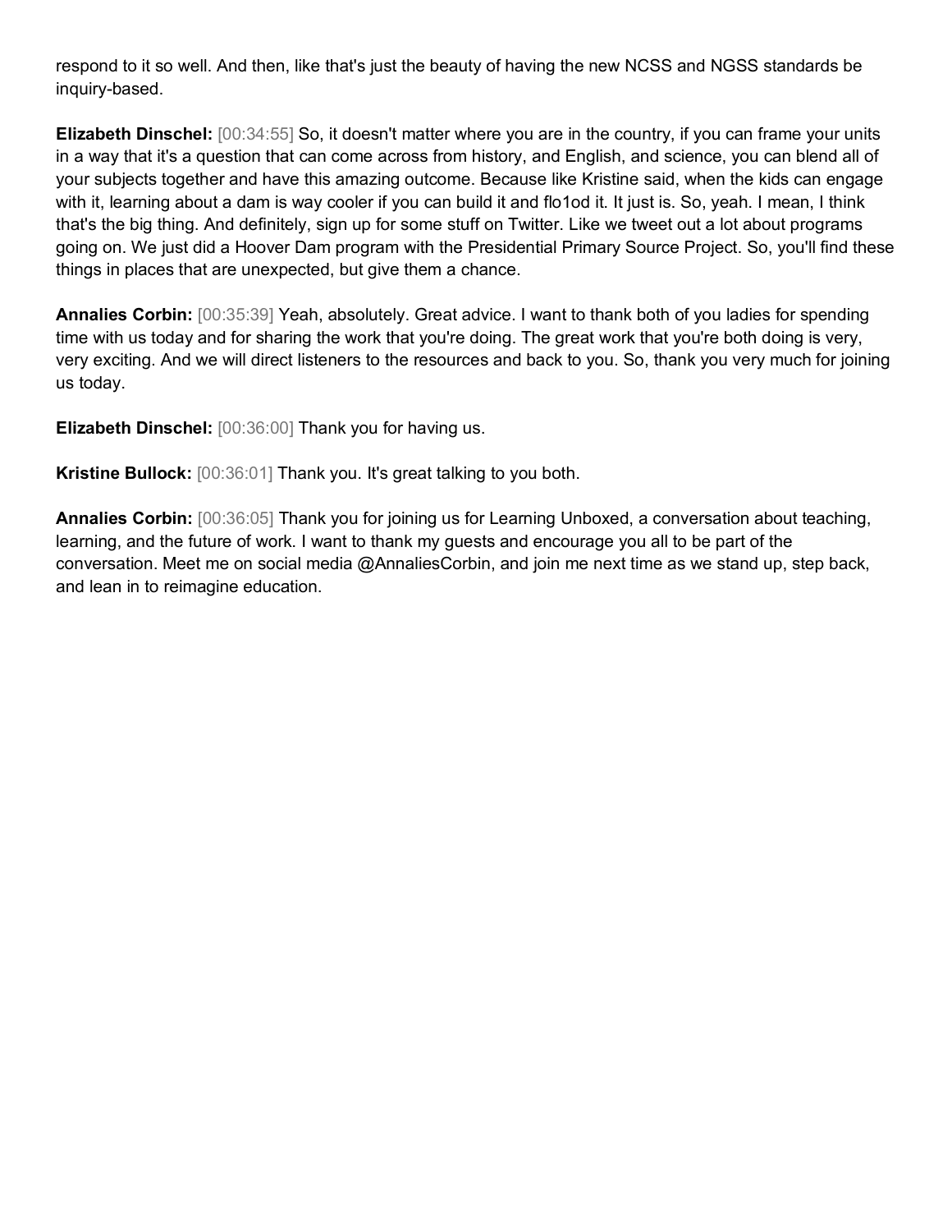respond to it so well. And then, like that's just the beauty of having the new NCSS and NGSS standards be inquiry-based.

**Elizabeth Dinschel:** [00:34:55] So, it doesn't matter where you are in the country, if you can frame your units in a way that it's a question that can come across from history, and English, and science, you can blend all of your subjects together and have this amazing outcome. Because like Kristine said, when the kids can engage with it, learning about a dam is way cooler if you can build it and flo1od it. It just is. So, yeah. I mean, I think that's the big thing. And definitely, sign up for some stuff on Twitter. Like we tweet out a lot about programs going on. We just did a Hoover Dam program with the Presidential Primary Source Project. So, you'll find these things in places that are unexpected, but give them a chance.

**Annalies Corbin:** [00:35:39] Yeah, absolutely. Great advice. I want to thank both of you ladies for spending time with us today and for sharing the work that you're doing. The great work that you're both doing is very, very exciting. And we will direct listeners to the resources and back to you. So, thank you very much for joining us today.

**Elizabeth Dinschel:** [00:36:00] Thank you for having us.

**Kristine Bullock:** [00:36:01] Thank you. It's great talking to you both.

**Annalies Corbin:** [00:36:05] Thank you for joining us for Learning Unboxed, a conversation about teaching, learning, and the future of work. I want to thank my guests and encourage you all to be part of the conversation. Meet me on social media @AnnaliesCorbin, and join me next time as we stand up, step back, and lean in to reimagine education.